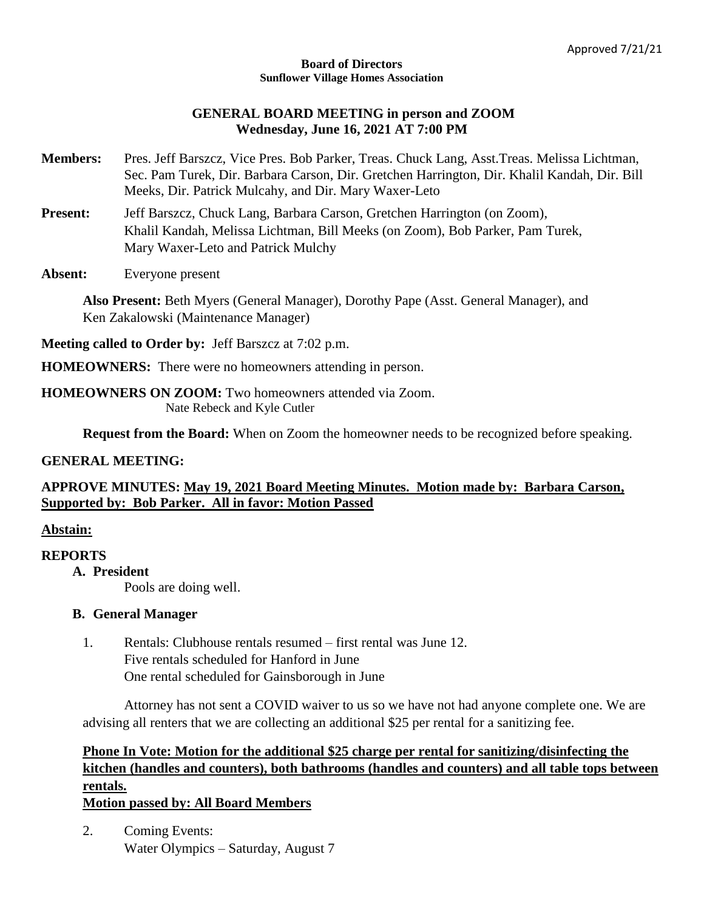Approved 7/21/21

**Board of Directors**
**Sunflower Village Homes Association**

**GENERAL BOARD MEETING in person and ZOOM**
**Wednesday, June 16, 2021 AT 7:00 PM**

**Members:** Pres. Jeff Barszcz, Vice Pres. Bob Parker, Treas. Chuck Lang, Asst.Treas. Melissa Lichtman, Sec. Pam Turek, Dir. Barbara Carson, Dir. Gretchen Harrington, Dir. Khalil Kandah, Dir. Bill Meeks, Dir. Patrick Mulcahy, and Dir. Mary Waxer-Leto

**Present:** Jeff Barszcz, Chuck Lang, Barbara Carson, Gretchen Harrington (on Zoom), Khalil Kandah, Melissa Lichtman, Bill Meeks (on Zoom), Bob Parker, Pam Turek, Mary Waxer-Leto and Patrick Mulchy

**Absent:** Everyone present

**Also Present:** Beth Myers (General Manager), Dorothy Pape (Asst. General Manager), and Ken Zakalowski (Maintenance Manager)

**Meeting called to Order by:** Jeff Barszcz at 7:02 p.m.

**HOMEOWNERS:** There were no homeowners attending in person.

**HOMEOWNERS ON ZOOM:** Two homeowners attended via Zoom.
Nate Rebeck and Kyle Cutler

**Request from the Board:** When on Zoom the homeowner needs to be recognized before speaking.

**GENERAL MEETING:**

**APPROVE MINUTES: May 19, 2021 Board Meeting Minutes. Motion made by: Barbara Carson, Supported by: Bob Parker. All in favor: Motion Passed**

**Abstain:**

**REPORTS**

**A. President**

Pools are doing well.

**B. General Manager**

1. Rentals: Clubhouse rentals resumed – first rental was June 12.
   Five rentals scheduled for Hanford in June
   One rental scheduled for Gainsborough in June

   Attorney has not sent a COVID waiver to us so we have not had anyone complete one. We are advising all renters that we are collecting an additional $25 per rental for a sanitizing fee.

**Phone In Vote: Motion for the additional $25 charge per rental for sanitizing/disinfecting the kitchen (handles and counters), both bathrooms (handles and counters) and all table tops between rentals.**
**Motion passed by: All Board Members**

2. Coming Events:
   Water Olympics – Saturday, August 7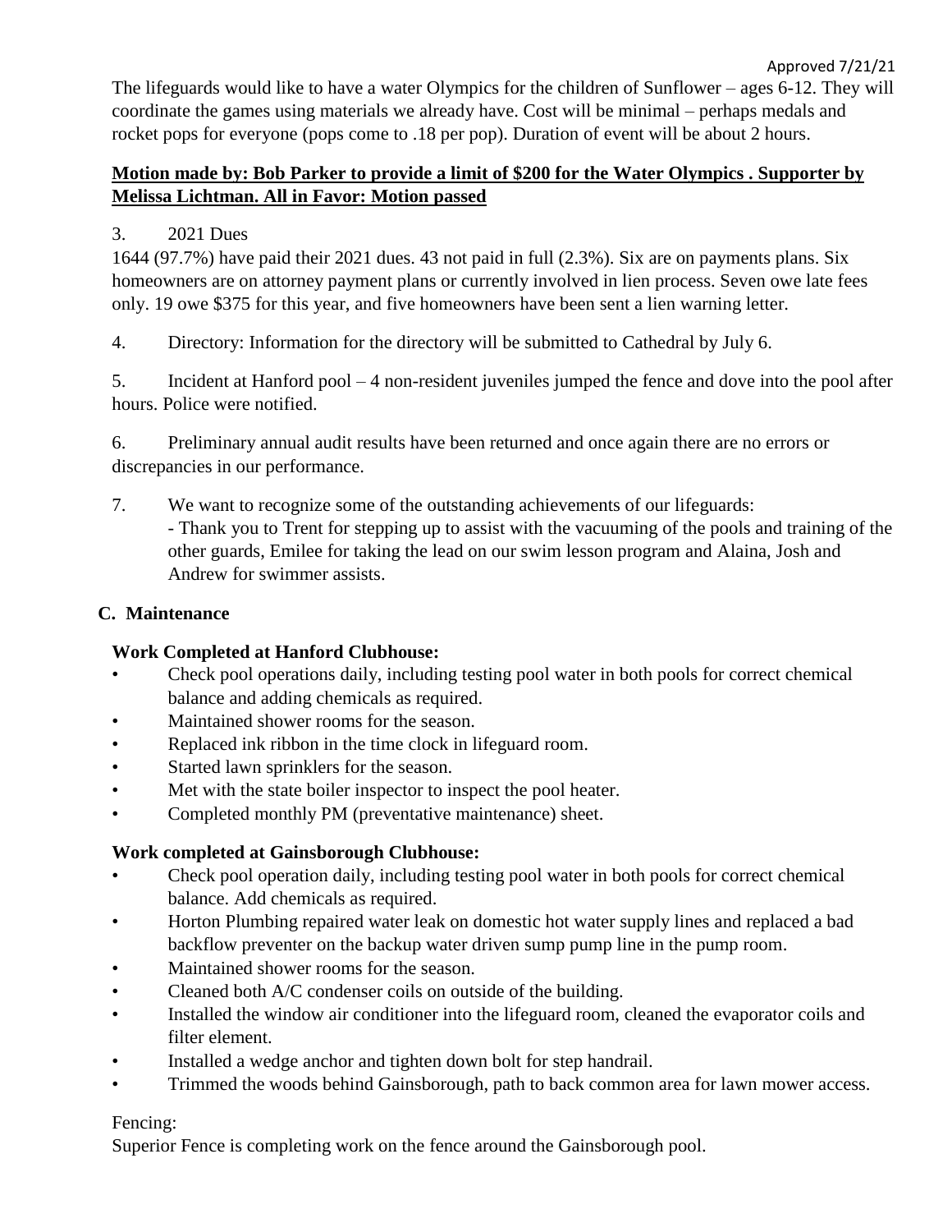Approved 7/21/21

The lifeguards would like to have a water Olympics for the children of Sunflower – ages 6-12. They will coordinate the games using materials we already have. Cost will be minimal – perhaps medals and rocket pops for everyone (pops come to .18 per pop). Duration of event will be about 2 hours.

**Motion made by: Bob Parker to provide a limit of $200 for the Water Olympics . Supporter by Melissa Lichtman. All in Favor: Motion passed**

3. 2021 Dues

1644 (97.7%) have paid their 2021 dues. 43 not paid in full (2.3%). Six are on payments plans. Six homeowners are on attorney payment plans or currently involved in lien process. Seven owe late fees only. 19 owe $375 for this year, and five homeowners have been sent a lien warning letter.

4. Directory: Information for the directory will be submitted to Cathedral by July 6.

5. Incident at Hanford pool – 4 non-resident juveniles jumped the fence and dove into the pool after hours. Police were notified.

6. Preliminary annual audit results have been returned and once again there are no errors or discrepancies in our performance.

7. We want to recognize some of the outstanding achievements of our lifeguards:
   - Thank you to Trent for stepping up to assist with the vacuuming of the pools and training of the other guards, Emilee for taking the lead on our swim lesson program and Alaina, Josh and Andrew for swimmer assists.

### C. Maintenance

**Work Completed at Hanford Clubhouse:**

- Check pool operations daily, including testing pool water in both pools for correct chemical balance and adding chemicals as required.
- Maintained shower rooms for the season.
- Replaced ink ribbon in the time clock in lifeguard room.
- Started lawn sprinklers for the season.
- Met with the state boiler inspector to inspect the pool heater.
- Completed monthly PM (preventative maintenance) sheet.

**Work completed at Gainsborough Clubhouse:**

- Check pool operation daily, including testing pool water in both pools for correct chemical balance. Add chemicals as required.
- Horton Plumbing repaired water leak on domestic hot water supply lines and replaced a bad backflow preventer on the backup water driven sump pump line in the pump room.
- Maintained shower rooms for the season.
- Cleaned both A/C condenser coils on outside of the building.
- Installed the window air conditioner into the lifeguard room, cleaned the evaporator coils and filter element.
- Installed a wedge anchor and tighten down bolt for step handrail.
- Trimmed the woods behind Gainsborough, path to back common area for lawn mower access.

Fencing:

Superior Fence is completing work on the fence around the Gainsborough pool.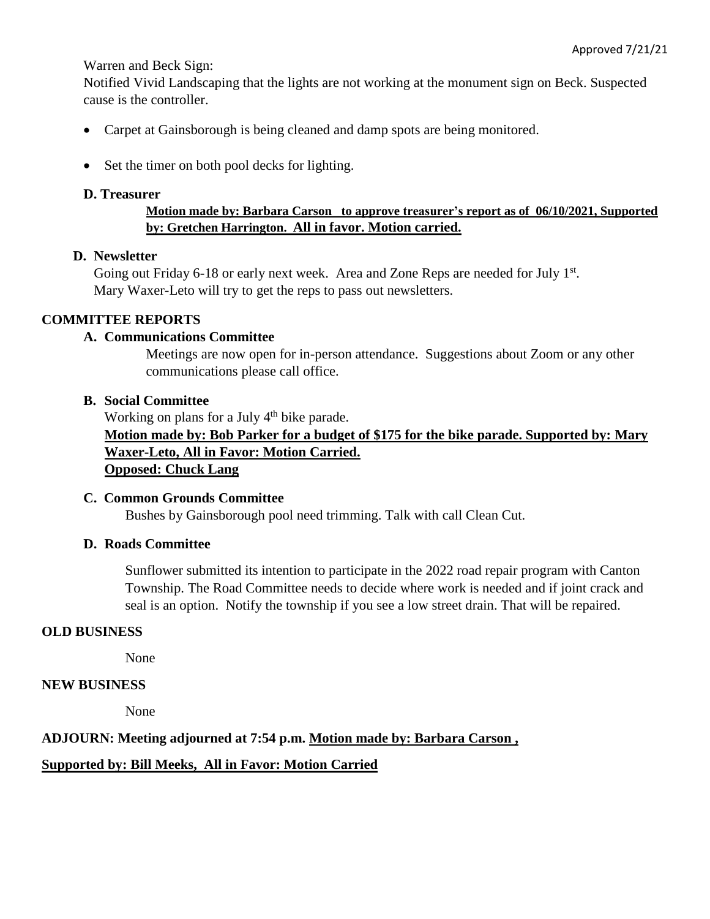Approved 7/21/21

Warren and Beck Sign:
Notified Vivid Landscaping that the lights are not working at the monument sign on Beck. Suspected cause is the controller.

- Carpet at Gainsborough is being cleaned and damp spots are being monitored.
- Set the timer on both pool decks for lighting.

### D. Treasurer

**Motion made by: Barbara Carson to approve treasurer's report as of 06/10/2021, Supported by: Gretchen Harrington. All in favor. Motion carried.**

### D. Newsletter

Going out Friday 6-18 or early next week. Area and Zone Reps are needed for July 1st. Mary Waxer-Leto will try to get the reps to pass out newsletters.

## COMMITTEE REPORTS

### A. Communications Committee

Meetings are now open for in-person attendance. Suggestions about Zoom or any other communications please call office.

### B. Social Committee

Working on plans for a July 4th bike parade.

**Motion made by: Bob Parker for a budget of $175 for the bike parade. Supported by: Mary Waxer-Leto, All in Favor: Motion Carried.**
**Opposed: Chuck Lang**

### C. Common Grounds Committee

Bushes by Gainsborough pool need trimming. Talk with call Clean Cut.

### D. Roads Committee

Sunflower submitted its intention to participate in the 2022 road repair program with Canton Township. The Road Committee needs to decide where work is needed and if joint crack and seal is an option. Notify the township if you see a low street drain. That will be repaired.

## OLD BUSINESS

None

## NEW BUSINESS

None

**ADJOURN: Meeting adjourned at 7:54 p.m. Motion made by: Barbara Carson ,**

**Supported by: Bill Meeks, All in Favor: Motion Carried**